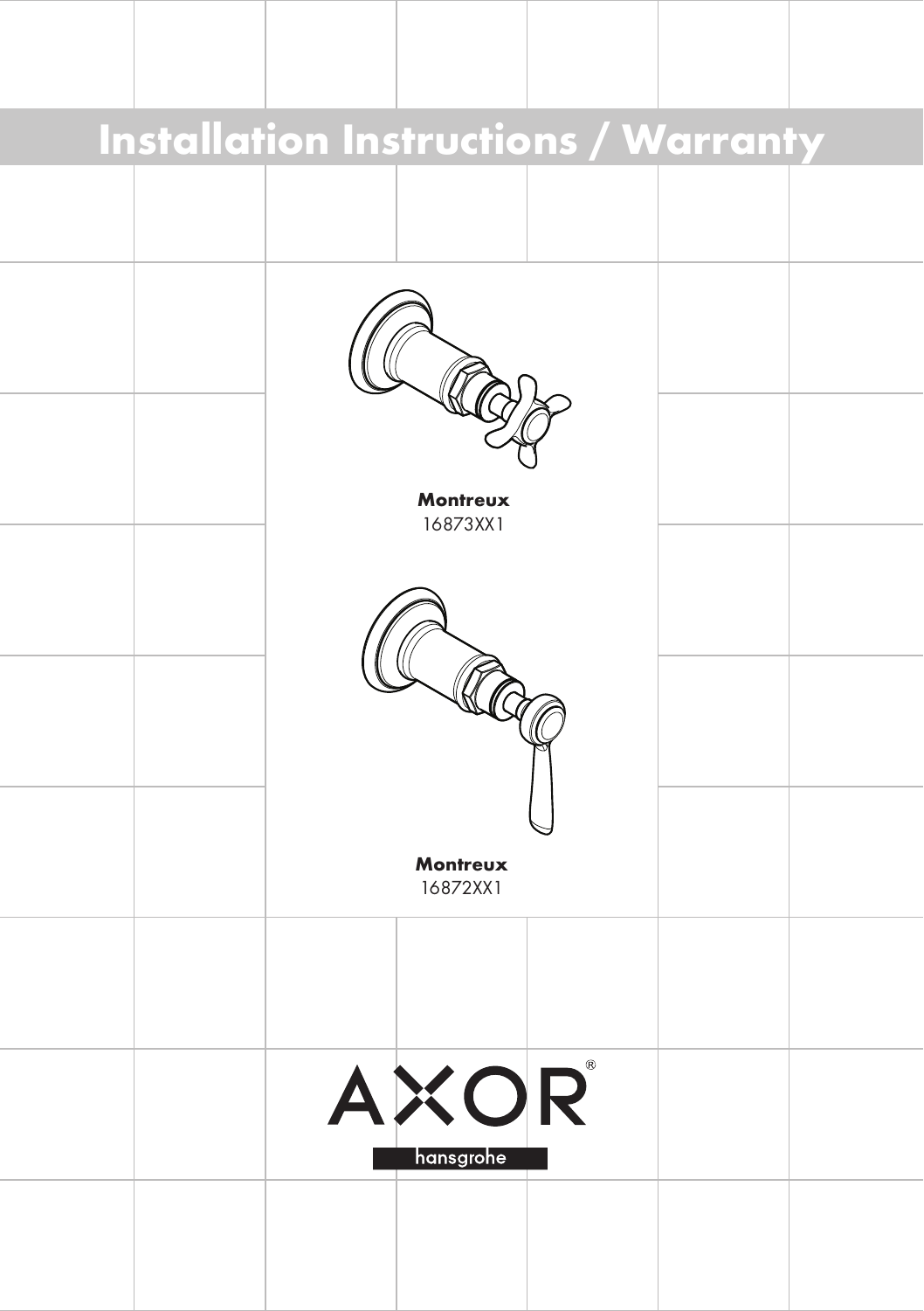# Installation Instructions / Warranty

**Montreux**
16873XX1

**Montreux**
16872XX1

AXOR®
hansgrohe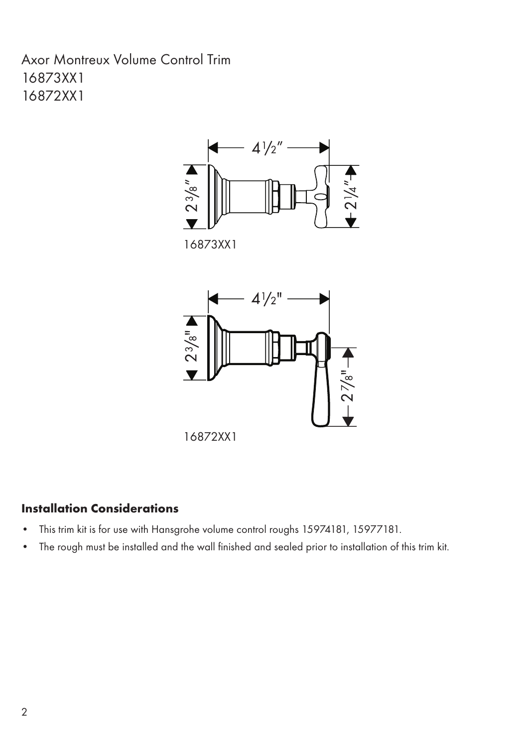# Axor Montreux Volume Control Trim
16873XX1
16872XX1

4 1/2″

2 3/8″

2 1/4″

16873XX1

4 1/2"

2 3/8"

2 7/8"

16872XX1

### Installation Considerations

- This trim kit is for use with Hansgrohe volume control roughs 15974181, 15977181.
- The rough must be installed and the wall finished and sealed prior to installation of this trim kit.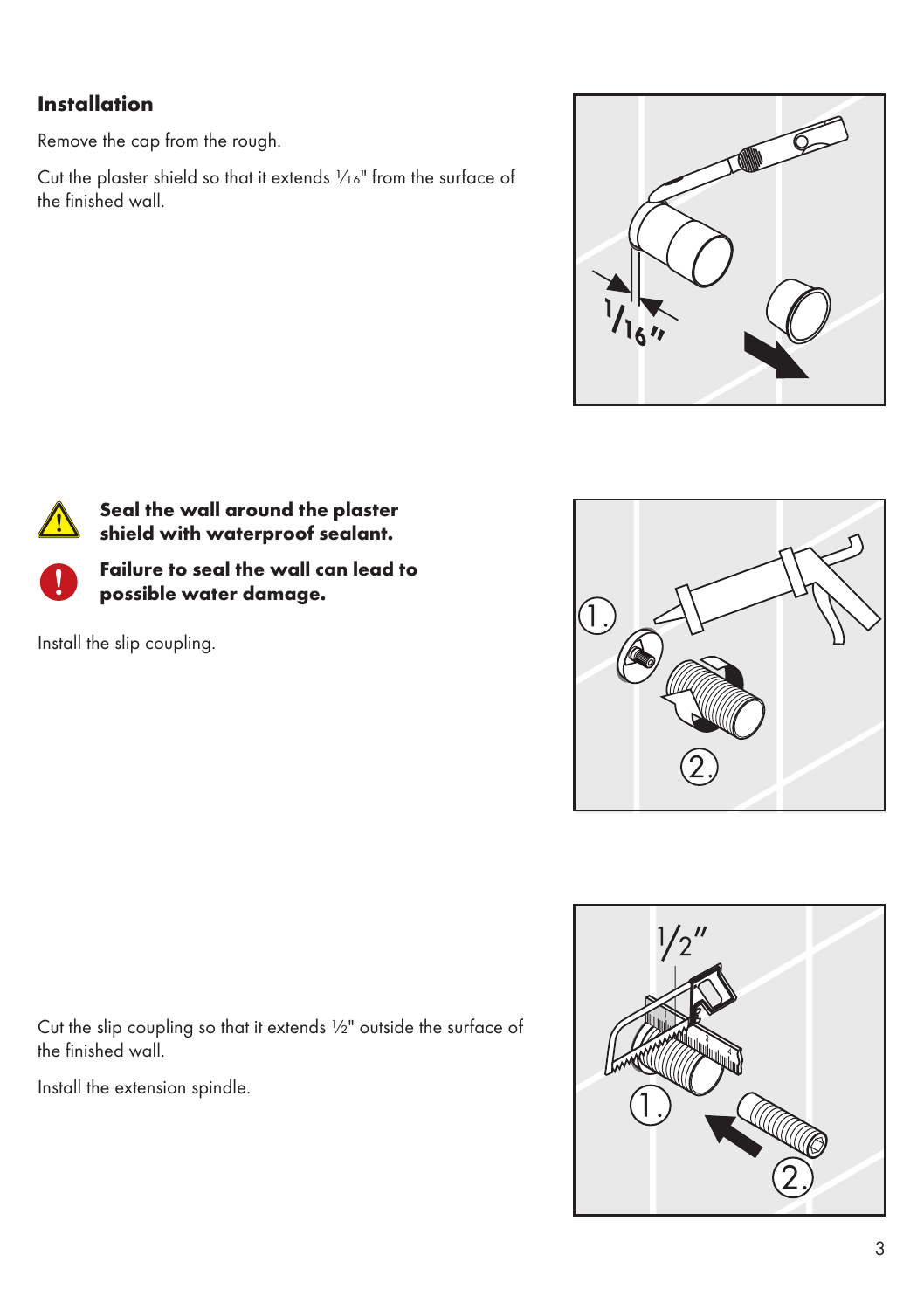## Installation

Remove the cap from the rough.

Cut the plaster shield so that it extends 1⁄16" from the surface of the finished wall.

**Seal the wall around the plaster shield with waterproof sealant.**

**Failure to seal the wall can lead to possible water damage.**

Install the slip coupling.

Cut the slip coupling so that it extends ½" outside the surface of the finished wall.

Install the extension spindle.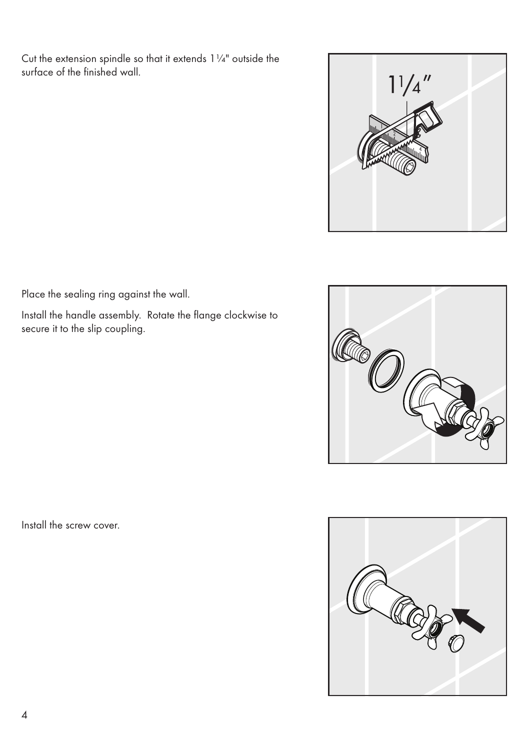Cut the extension spindle so that it extends 1¼" outside the surface of the finished wall.

Place the sealing ring against the wall.

Install the handle assembly. Rotate the flange clockwise to secure it to the slip coupling.

Install the screw cover.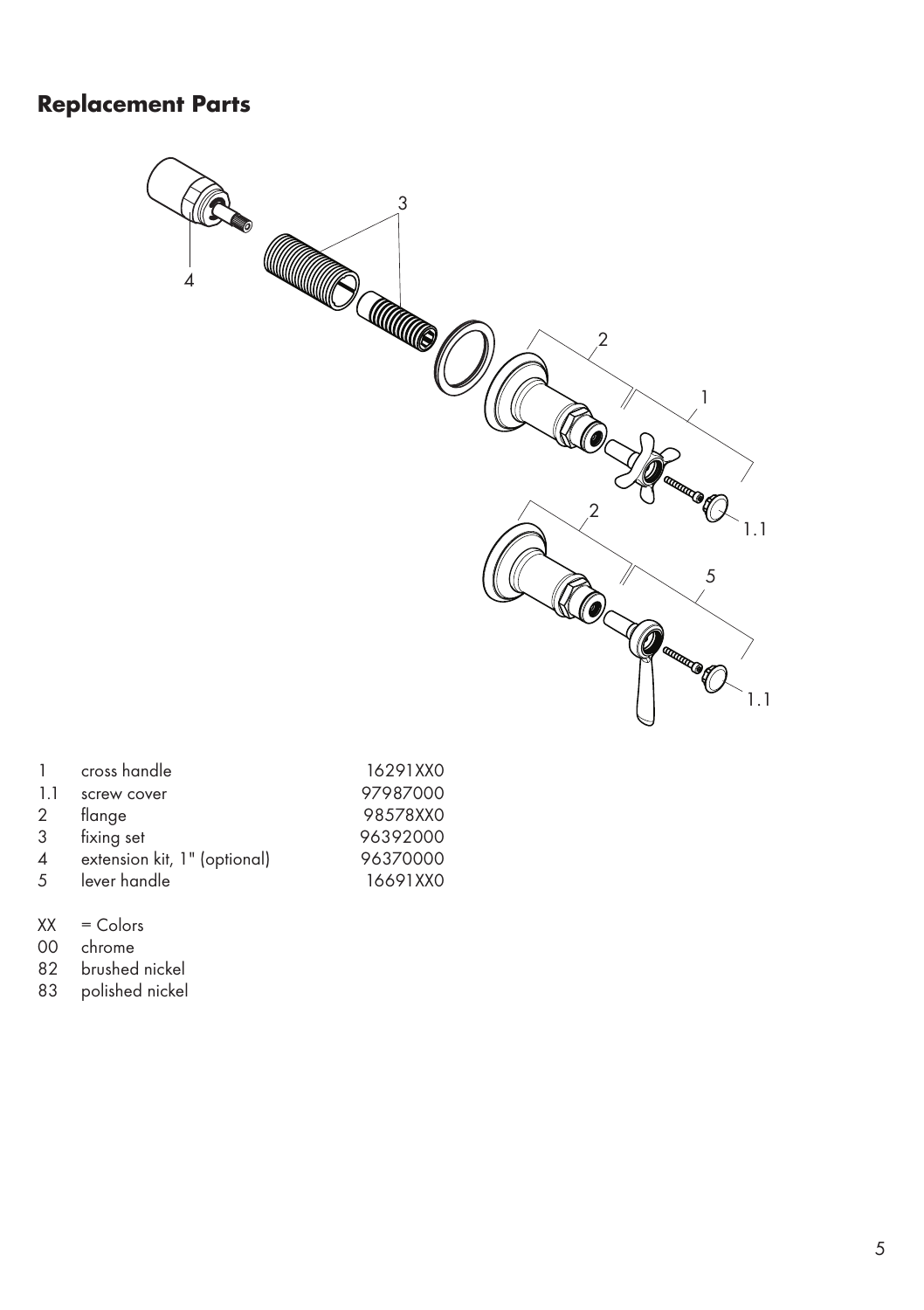## Replacement Parts

| | | |
|---|---|---|
| 1 | cross handle | 16291XX0 |
| 1.1 | screw cover | 97987000 |
| 2 | flange | 98578XX0 |
| 3 | fixing set | 96392000 |
| 4 | extension kit, 1" (optional) | 96370000 |
| 5 | lever handle | 16691XX0 |

XX = Colors
00 chrome
82 brushed nickel
83 polished nickel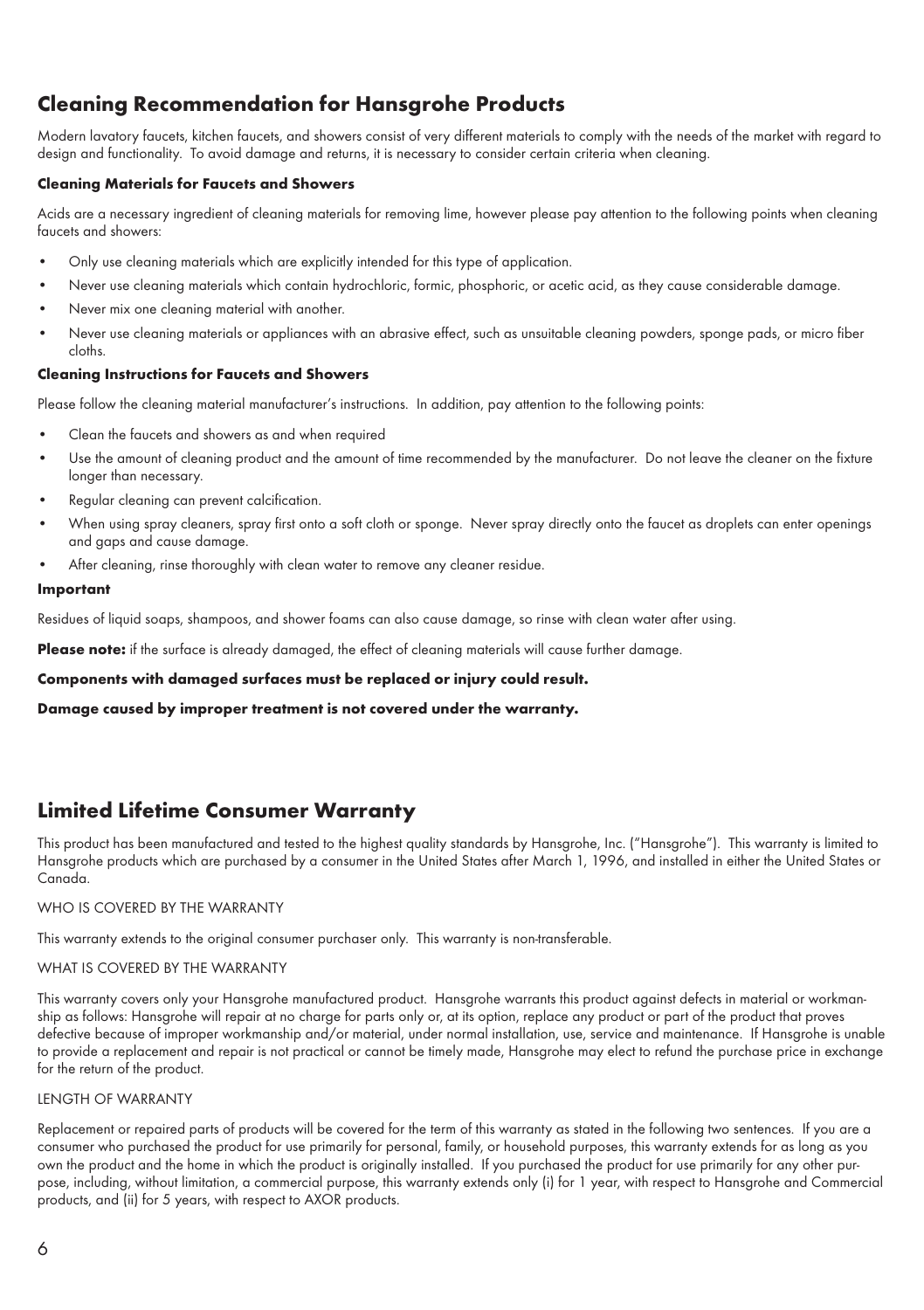## Cleaning Recommendation for Hansgrohe Products

Modern lavatory faucets, kitchen faucets, and showers consist of very different materials to comply with the needs of the market with regard to design and functionality. To avoid damage and returns, it is necessary to consider certain criteria when cleaning.

### Cleaning Materials for Faucets and Showers

Acids are a necessary ingredient of cleaning materials for removing lime, however please pay attention to the following points when cleaning faucets and showers:

- Only use cleaning materials which are explicitly intended for this type of application.
- Never use cleaning materials which contain hydrochloric, formic, phosphoric, or acetic acid, as they cause considerable damage.
- Never mix one cleaning material with another.
- Never use cleaning materials or appliances with an abrasive effect, such as unsuitable cleaning powders, sponge pads, or micro fiber cloths.

### Cleaning Instructions for Faucets and Showers

Please follow the cleaning material manufacturer's instructions. In addition, pay attention to the following points:

- Clean the faucets and showers as and when required
- Use the amount of cleaning product and the amount of time recommended by the manufacturer. Do not leave the cleaner on the fixture longer than necessary.
- Regular cleaning can prevent calcification.
- When using spray cleaners, spray first onto a soft cloth or sponge. Never spray directly onto the faucet as droplets can enter openings and gaps and cause damage.
- After cleaning, rinse thoroughly with clean water to remove any cleaner residue.

### Important

Residues of liquid soaps, shampoos, and shower foams can also cause damage, so rinse with clean water after using.

**Please note:** if the surface is already damaged, the effect of cleaning materials will cause further damage.

**Components with damaged surfaces must be replaced or injury could result.**

**Damage caused by improper treatment is not covered under the warranty.**

## Limited Lifetime Consumer Warranty

This product has been manufactured and tested to the highest quality standards by Hansgrohe, Inc. ("Hansgrohe"). This warranty is limited to Hansgrohe products which are purchased by a consumer in the United States after March 1, 1996, and installed in either the United States or Canada.

WHO IS COVERED BY THE WARRANTY

This warranty extends to the original consumer purchaser only. This warranty is non-transferable.

WHAT IS COVERED BY THE WARRANTY

This warranty covers only your Hansgrohe manufactured product. Hansgrohe warrants this product against defects in material or workmanship as follows: Hansgrohe will repair at no charge for parts only or, at its option, replace any product or part of the product that proves defective because of improper workmanship and/or material, under normal installation, use, service and maintenance. If Hansgrohe is unable to provide a replacement and repair is not practical or cannot be timely made, Hansgrohe may elect to refund the purchase price in exchange for the return of the product.

LENGTH OF WARRANTY

Replacement or repaired parts of products will be covered for the term of this warranty as stated in the following two sentences. If you are a consumer who purchased the product for use primarily for personal, family, or household purposes, this warranty extends for as long as you own the product and the home in which the product is originally installed. If you purchased the product for use primarily for any other purpose, including, without limitation, a commercial purpose, this warranty extends only (i) for 1 year, with respect to Hansgrohe and Commercial products, and (ii) for 5 years, with respect to AXOR products.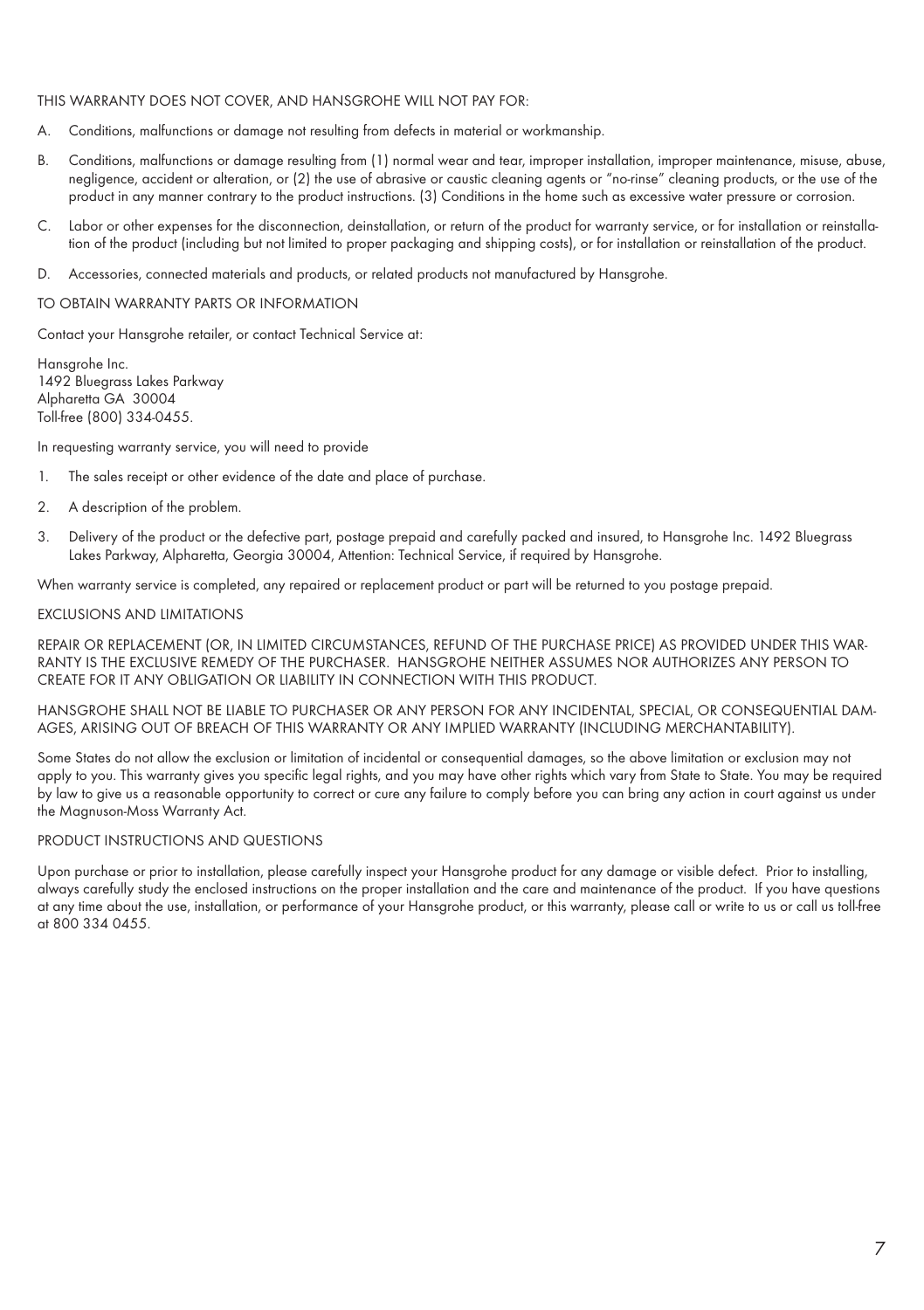THIS WARRANTY DOES NOT COVER, AND HANSGROHE WILL NOT PAY FOR:

A. Conditions, malfunctions or damage not resulting from defects in material or workmanship.

B. Conditions, malfunctions or damage resulting from (1) normal wear and tear, improper installation, improper maintenance, misuse, abuse, negligence, accident or alteration, or (2) the use of abrasive or caustic cleaning agents or "no-rinse" cleaning products, or the use of the product in any manner contrary to the product instructions. (3) Conditions in the home such as excessive water pressure or corrosion.

C. Labor or other expenses for the disconnection, deinstallation, or return of the product for warranty service, or for installation or reinstallation of the product (including but not limited to proper packaging and shipping costs), or for installation or reinstallation of the product.

D. Accessories, connected materials and products, or related products not manufactured by Hansgrohe.

TO OBTAIN WARRANTY PARTS OR INFORMATION

Contact your Hansgrohe retailer, or contact Technical Service at:

Hansgrohe Inc.
1492 Bluegrass Lakes Parkway
Alpharetta GA 30004
Toll-free (800) 334-0455.

In requesting warranty service, you will need to provide

1. The sales receipt or other evidence of the date and place of purchase.

2. A description of the problem.

3. Delivery of the product or the defective part, postage prepaid and carefully packed and insured, to Hansgrohe Inc. 1492 Bluegrass Lakes Parkway, Alpharetta, Georgia 30004, Attention: Technical Service, if required by Hansgrohe.

When warranty service is completed, any repaired or replacement product or part will be returned to you postage prepaid.

EXCLUSIONS AND LIMITATIONS

REPAIR OR REPLACEMENT (OR, IN LIMITED CIRCUMSTANCES, REFUND OF THE PURCHASE PRICE) AS PROVIDED UNDER THIS WARRANTY IS THE EXCLUSIVE REMEDY OF THE PURCHASER. HANSGROHE NEITHER ASSUMES NOR AUTHORIZES ANY PERSON TO CREATE FOR IT ANY OBLIGATION OR LIABILITY IN CONNECTION WITH THIS PRODUCT.

HANSGROHE SHALL NOT BE LIABLE TO PURCHASER OR ANY PERSON FOR ANY INCIDENTAL, SPECIAL, OR CONSEQUENTIAL DAMAGES, ARISING OUT OF BREACH OF THIS WARRANTY OR ANY IMPLIED WARRANTY (INCLUDING MERCHANTABILITY).

Some States do not allow the exclusion or limitation of incidental or consequential damages, so the above limitation or exclusion may not apply to you. This warranty gives you specific legal rights, and you may have other rights which vary from State to State. You may be required by law to give us a reasonable opportunity to correct or cure any failure to comply before you can bring any action in court against us under the Magnuson-Moss Warranty Act.

PRODUCT INSTRUCTIONS AND QUESTIONS

Upon purchase or prior to installation, please carefully inspect your Hansgrohe product for any damage or visible defect. Prior to installing, always carefully study the enclosed instructions on the proper installation and the care and maintenance of the product. If you have questions at any time about the use, installation, or performance of your Hansgrohe product, or this warranty, please call or write to us or call us toll-free at 800 334 0455.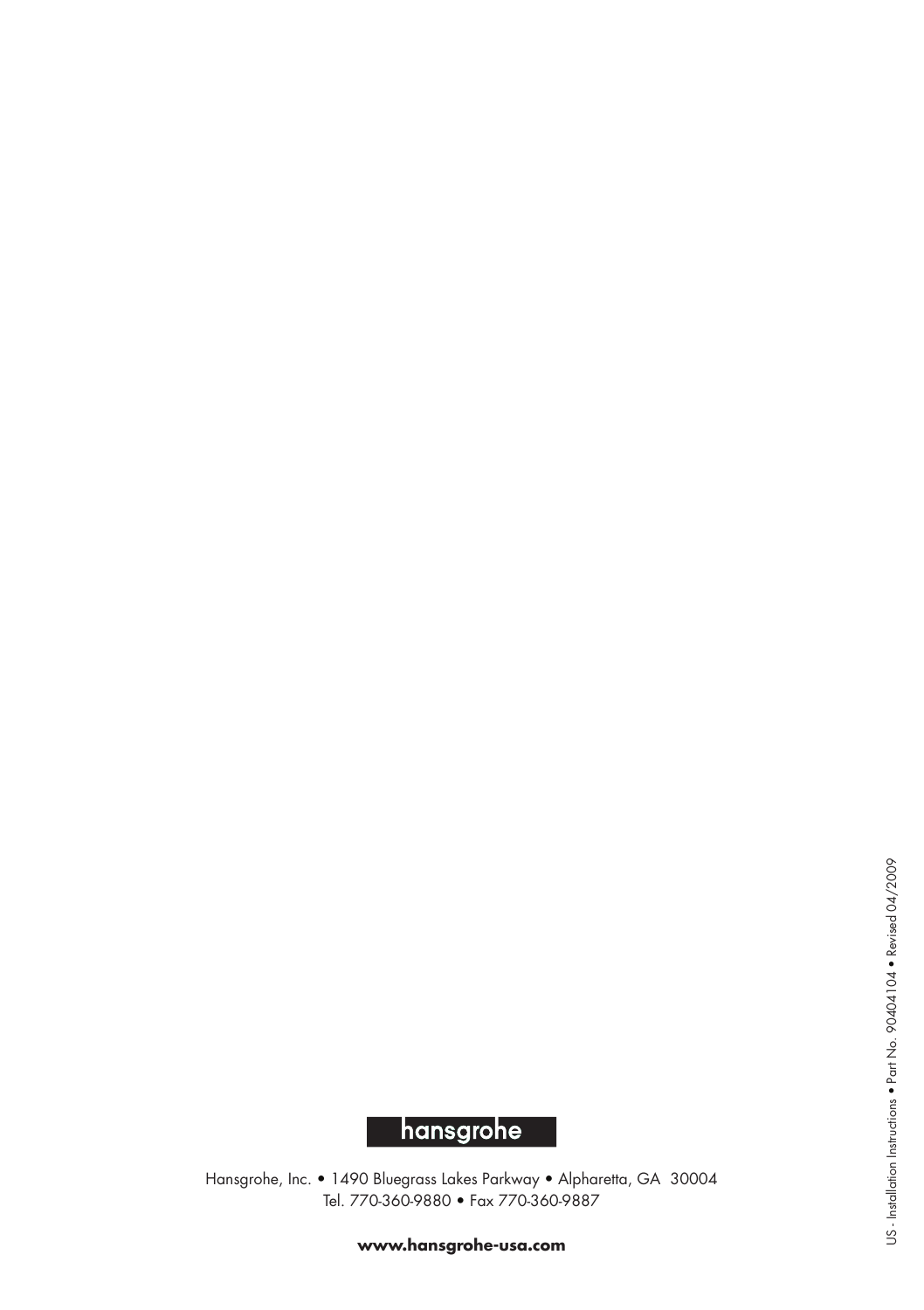hansgrohe

Hansgrohe, Inc. • 1490 Bluegrass Lakes Parkway • Alpharetta, GA 30004
Tel. 770-360-9880 • Fax 770-360-9887

**www.hansgrohe-usa.com**

US - Installation Instructions • Part No. 90404104 • Revised 04/2009